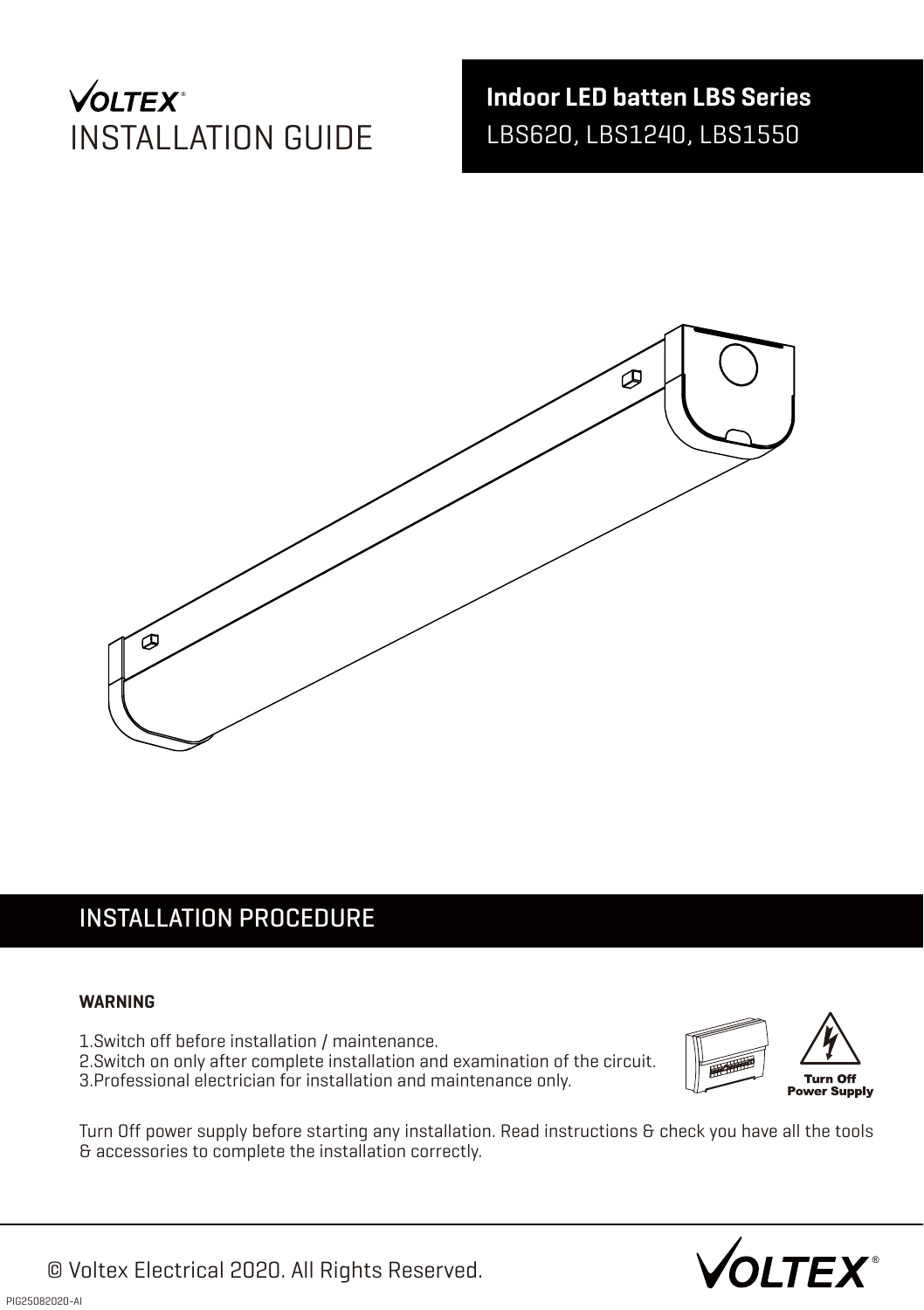# VOLTEX® INSTALLATION GUIDE

**Indoor LED batten LBS Series**

LBS620, LBS1240, LBS1550

## INSTALLATION PROCEDURE

**WARNING**

1.Switch off before installation / maintenance.
2.Switch on only after complete installation and examination of the circuit.
3.Professional electrician for installation and maintenance only.

**Turn Off Power Supply**

Turn Off power supply before starting any installation. Read instructions & check you have all the tools & accessories to complete the installation correctly.

© Voltex Electrical 2020. All Rights Reserved.

PIG25082020-AI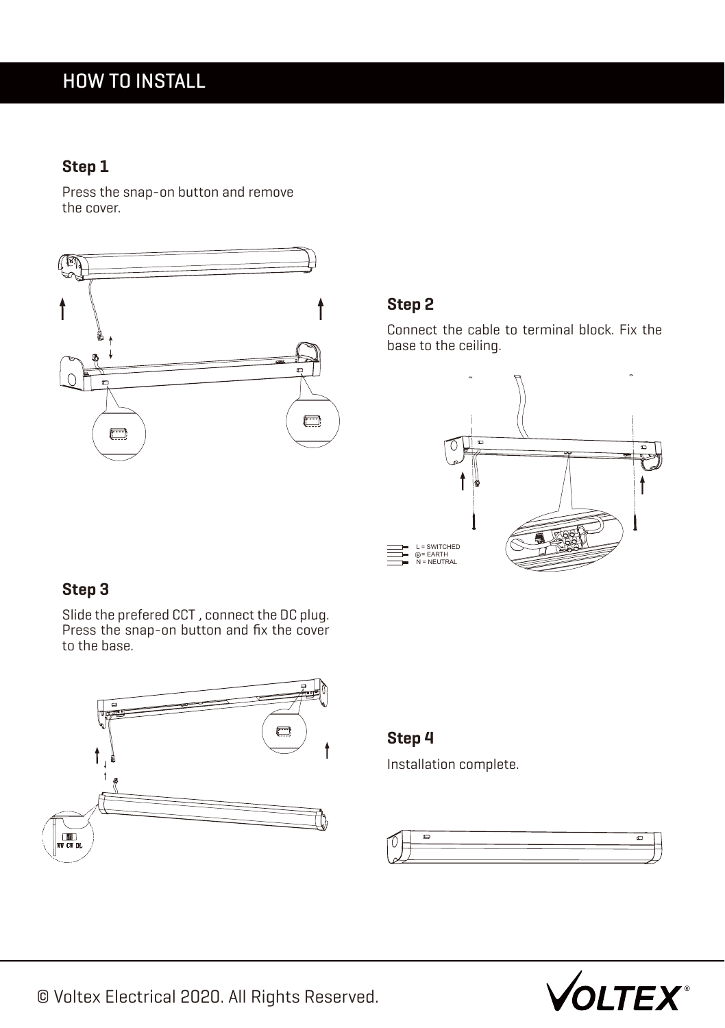# HOW TO INSTALL

### Step 1

Press the snap-on button and remove the cover.

### Step 2

Connect the cable to terminal block. Fix the base to the ceiling.

L = SWITCHED
⊕ = EARTH
N = NEUTRAL

### Step 3

Slide the prefered CCT , connect the DC plug. Press the snap-on button and fix the cover to the base.

WW CW DL

### Step 4

Installation complete.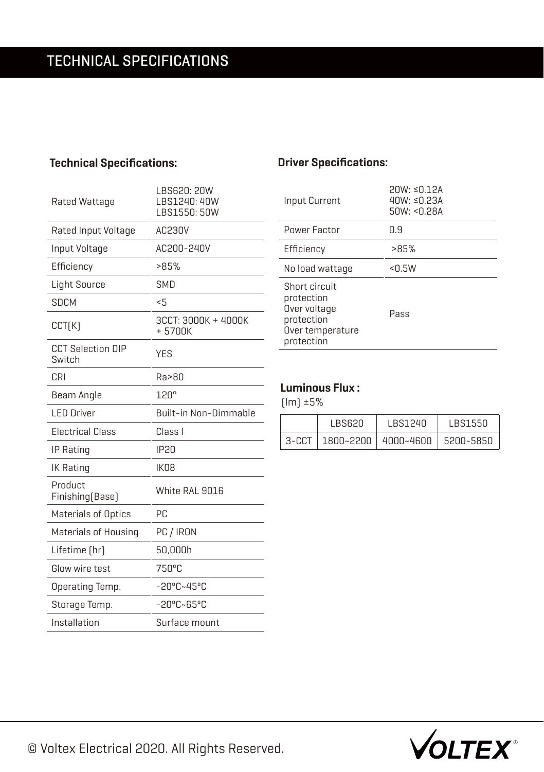# TECHNICAL SPECIFICATIONS

### Technical Specifications:

| | |
|---|---|
| Rated Wattage | LBS620: 20W<br>LBS1240: 40W<br>LBS1550: 50W |
| Rated Input Voltage | AC230V |
| Input Voltage | AC200-240V |
| Efficiency | >85% |
| Light Source | SMD |
| SDCM | <5 |
| CCT(K) | 3CCT: 3000K + 4000K + 5700K |
| CCT Selection DIP Switch | YES |
| CRI | Ra>80 |
| Beam Angle | 120° |
| LED Driver | Built-in Non-Dimmable |
| Electrical Class | Class I |
| IP Rating | IP20 |
| IK Rating | IK08 |
| Product Finishing(Base) | White RAL 9016 |
| Materials of Optics | PC |
| Materials of Housing | PC / IRON |
| Lifetime (hr) | 50,000h |
| Glow wire test | 750°C |
| Operating Temp. | -20°C~45°C |
| Storage Temp. | -20°C~65°C |
| Installation | Surface mount |

### Driver Specifications:

| | |
|---|---|
| Input Current | 20W: ≤0.12A<br>40W: ≤0.23A<br>50W: <0.28A |
| Power Factor | 0.9 |
| Efficiency | >85% |
| No load wattage | <0.5W |
| Short circuit protection<br>Over voltage protection<br>Over temperature protection | Pass |

### Luminous Flux :

(lm) ±5%

| | LBS620 | LBS1240 | LBS1550 |
|---|---|---|---|
| 3-CCT | 1800~2200 | 4000~4600 | 5200-5850 |

© Voltex Electrical 2020. All Rights Reserved.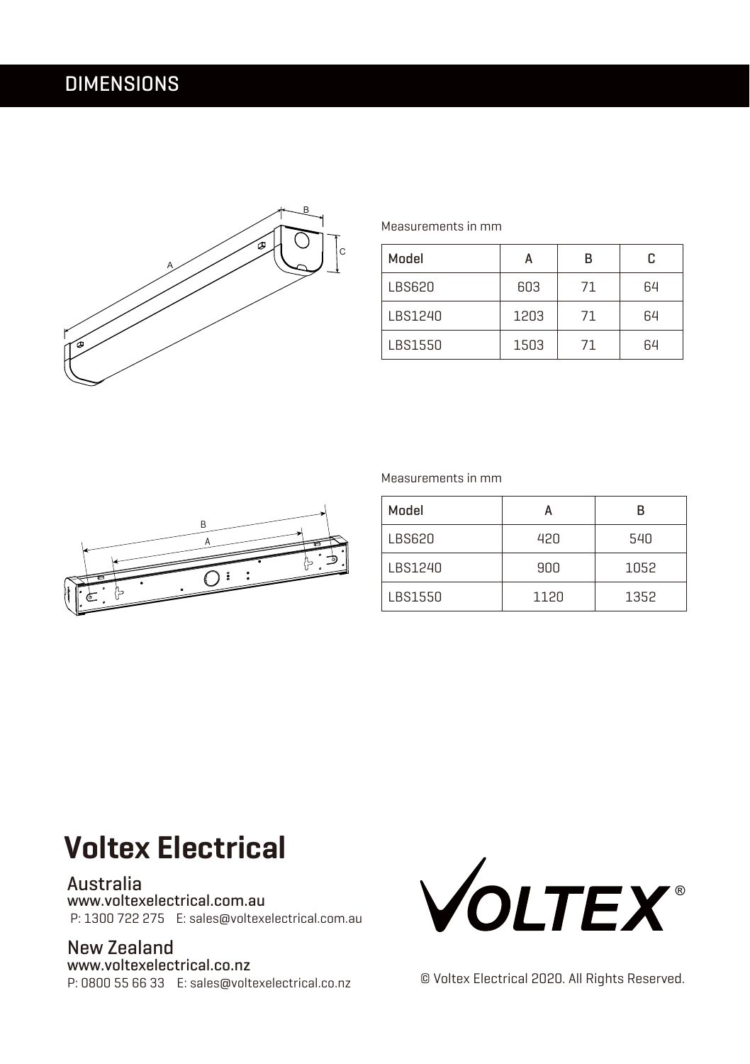## DIMENSIONS

Measurements in mm

| Model | A | B | C |
| --- | --- | --- | --- |
| LBS620 | 603 | 71 | 64 |
| LBS1240 | 1203 | 71 | 64 |
| LBS1550 | 1503 | 71 | 64 |

Measurements in mm

| Model | A | B |
| --- | --- | --- |
| LBS620 | 420 | 540 |
| LBS1240 | 900 | 1052 |
| LBS1550 | 1120 | 1352 |

# Voltex Electrical

**Australia**
www.voltexelectrical.com.au
P: 1300 722 275 E: sales@voltexelectrical.com.au

**New Zealand**
www.voltexelectrical.co.nz
P: 0800 55 66 33 E: sales@voltexelectrical.co.nz

© Voltex Electrical 2020. All Rights Reserved.